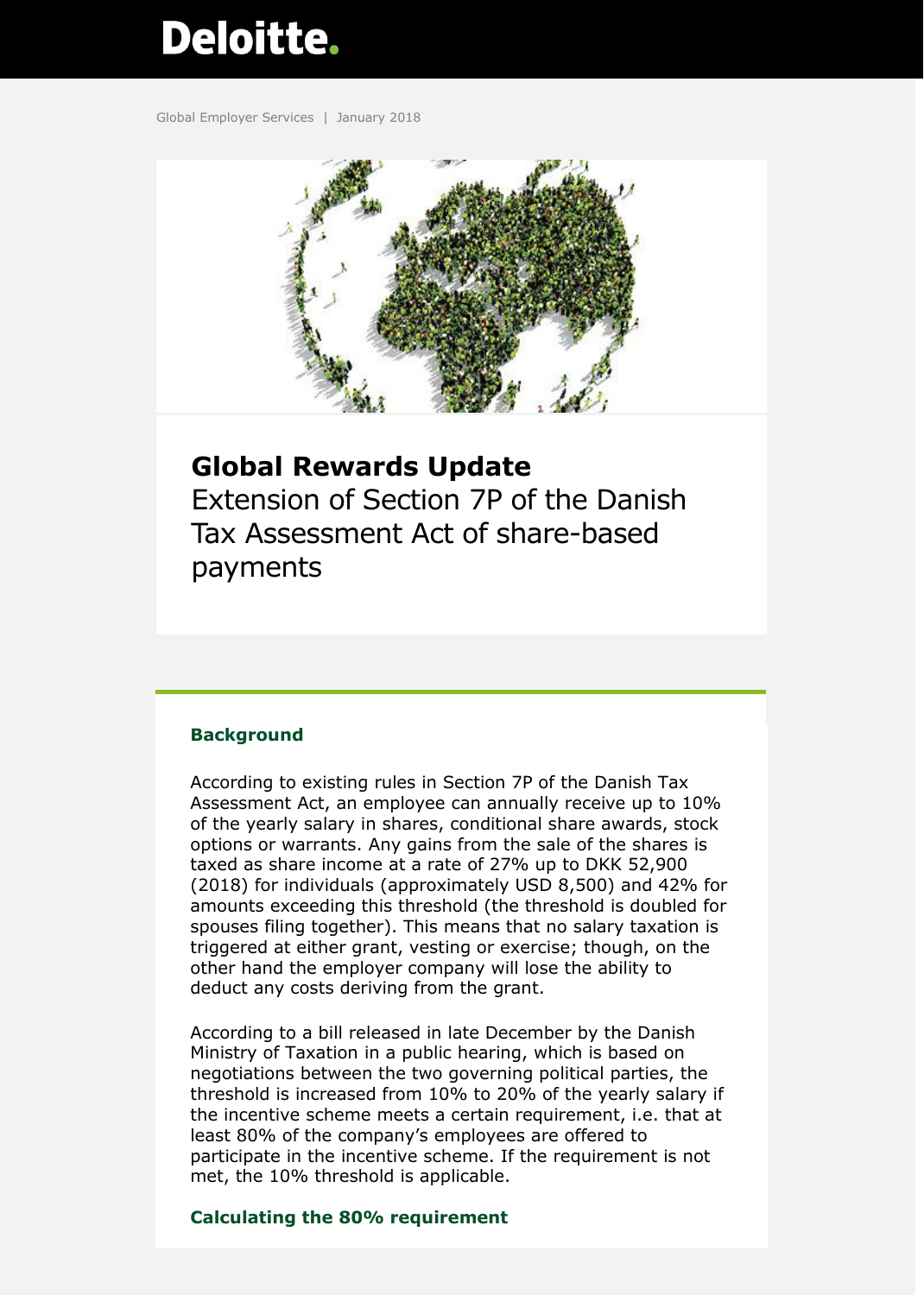Deloitte.

Global Employer Services | January 2018

# Global Rewards Update

Extension of Section 7P of the Danish Tax Assessment Act of share-based payments

## Background

According to existing rules in Section 7P of the Danish Tax Assessment Act, an employee can annually receive up to 10% of the yearly salary in shares, conditional share awards, stock options or warrants. Any gains from the sale of the shares is taxed as share income at a rate of 27% up to DKK 52,900 (2018) for individuals (approximately USD 8,500) and 42% for amounts exceeding this threshold (the threshold is doubled for spouses filing together). This means that no salary taxation is triggered at either grant, vesting or exercise; though, on the other hand the employer company will lose the ability to deduct any costs deriving from the grant.

According to a bill released in late December by the Danish Ministry of Taxation in a public hearing, which is based on negotiations between the two governing political parties, the threshold is increased from 10% to 20% of the yearly salary if the incentive scheme meets a certain requirement, i.e. that at least 80% of the company's employees are offered to participate in the incentive scheme. If the requirement is not met, the 10% threshold is applicable.

## Calculating the 80% requirement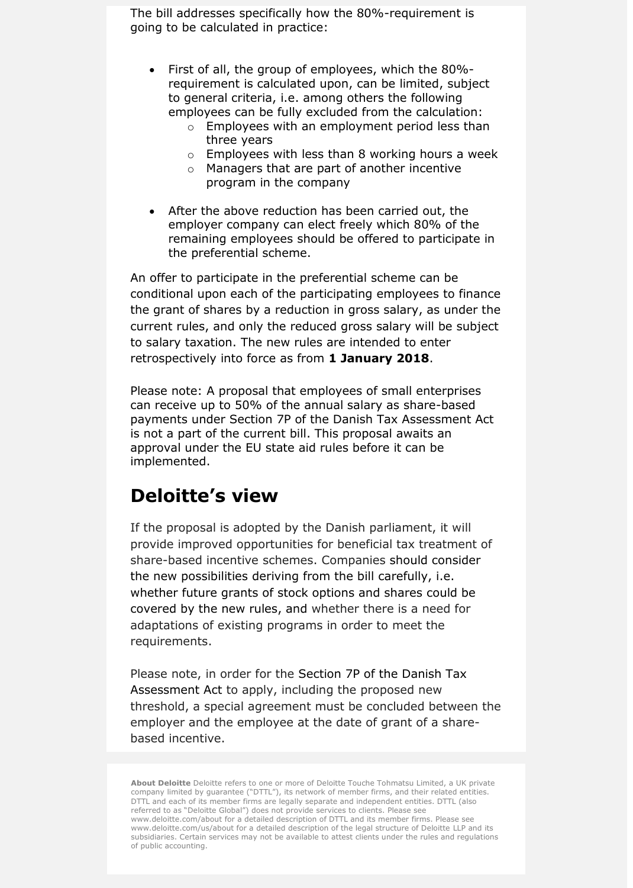The bill addresses specifically how the 80%-requirement is going to be calculated in practice:

- First of all, the group of employees, which the 80%-requirement is calculated upon, can be limited, subject to general criteria, i.e. among others the following employees can be fully excluded from the calculation:
  - Employees with an employment period less than three years
  - Employees with less than 8 working hours a week
  - Managers that are part of another incentive program in the company
- After the above reduction has been carried out, the employer company can elect freely which 80% of the remaining employees should be offered to participate in the preferential scheme.

An offer to participate in the preferential scheme can be conditional upon each of the participating employees to finance the grant of shares by a reduction in gross salary, as under the current rules, and only the reduced gross salary will be subject to salary taxation. The new rules are intended to enter retrospectively into force as from **1 January 2018**.

Please note: A proposal that employees of small enterprises can receive up to 50% of the annual salary as share-based payments under Section 7P of the Danish Tax Assessment Act is not a part of the current bill. This proposal awaits an approval under the EU state aid rules before it can be implemented.

## Deloitte's view

If the proposal is adopted by the Danish parliament, it will provide improved opportunities for beneficial tax treatment of share-based incentive schemes. Companies should consider the new possibilities deriving from the bill carefully, i.e. whether future grants of stock options and shares could be covered by the new rules, and whether there is a need for adaptations of existing programs in order to meet the requirements.

Please note, in order for the Section 7P of the Danish Tax Assessment Act to apply, including the proposed new threshold, a special agreement must be concluded between the employer and the employee at the date of grant of a share-based incentive.

**About Deloitte** Deloitte refers to one or more of Deloitte Touche Tohmatsu Limited, a UK private company limited by guarantee ("DTTL"), its network of member firms, and their related entities. DTTL and each of its member firms are legally separate and independent entities. DTTL (also referred to as "Deloitte Global") does not provide services to clients. Please see www.deloitte.com/about for a detailed description of DTTL and its member firms. Please see www.deloitte.com/us/about for a detailed description of the legal structure of Deloitte LLP and its subsidiaries. Certain services may not be available to attest clients under the rules and regulations of public accounting.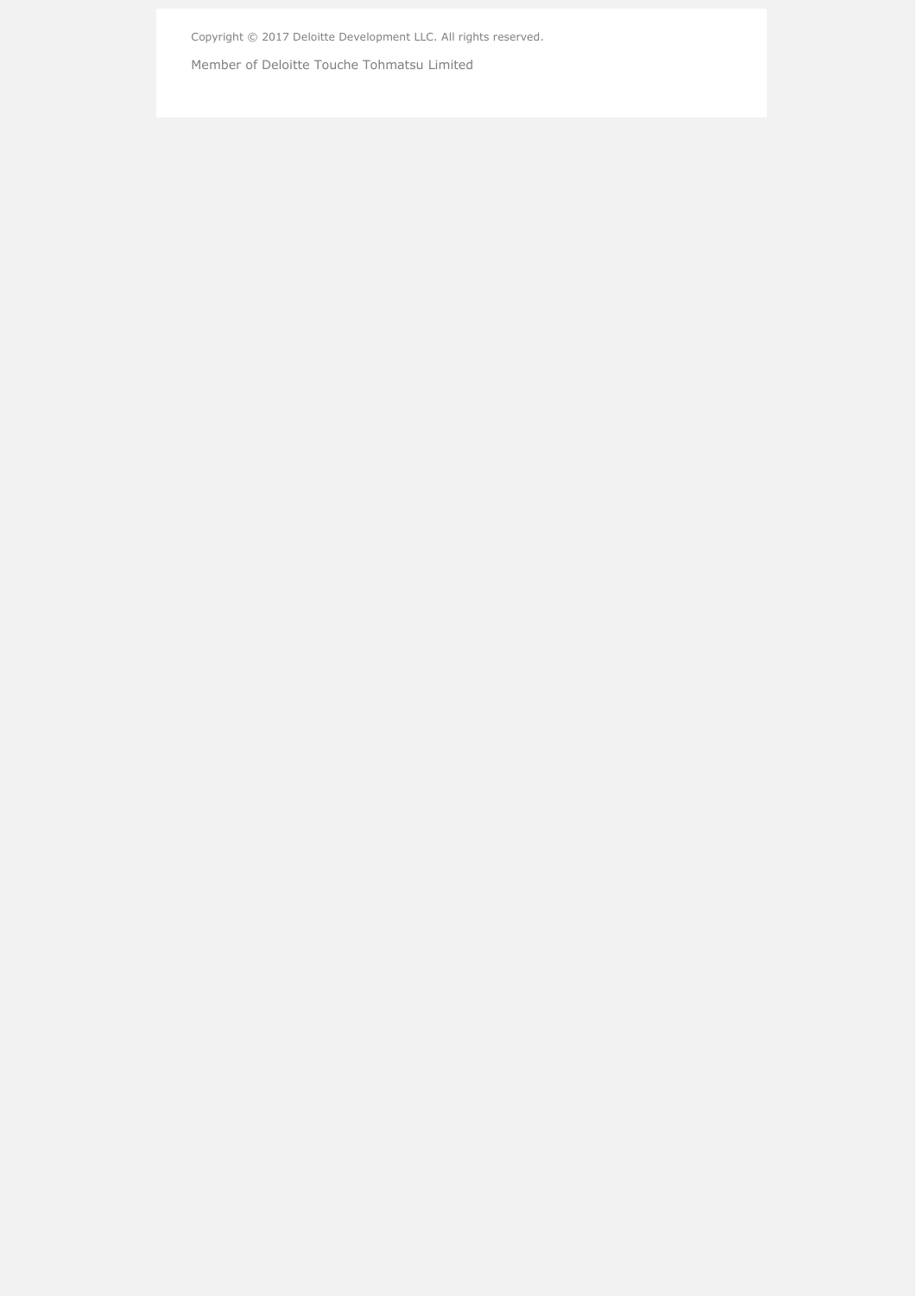Copyright © 2017 Deloitte Development LLC. All rights reserved.

Member of Deloitte Touche Tohmatsu Limited